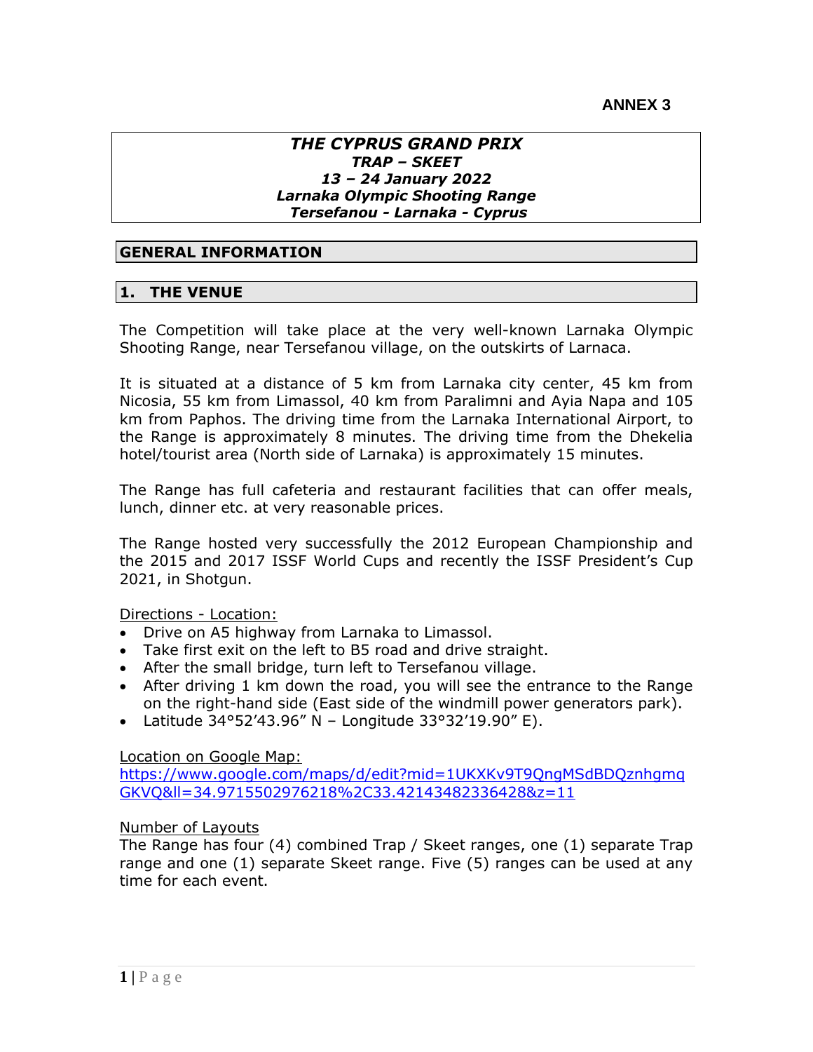**ANNEX 3**

***THE CYPRUS GRAND PRIX***
***TRAP – SKEET***
***13 – 24 January 2022***
***Larnaka Olympic Shooting Range***
***Tersefanou - Larnaka - Cyprus***

## GENERAL INFORMATION

## 1. THE VENUE

The Competition will take place at the very well-known Larnaka Olympic Shooting Range, near Tersefanou village, on the outskirts of Larnaca.

It is situated at a distance of 5 km from Larnaka city center, 45 km from Nicosia, 55 km from Limassol, 40 km from Paralimni and Ayia Napa and 105 km from Paphos. The driving time from the Larnaka International Airport, to the Range is approximately 8 minutes. The driving time from the Dhekelia hotel/tourist area (North side of Larnaka) is approximately 15 minutes.

The Range has full cafeteria and restaurant facilities that can offer meals, lunch, dinner etc. at very reasonable prices.

The Range hosted very successfully the 2012 European Championship and the 2015 and 2017 ISSF World Cups and recently the ISSF President's Cup 2021, in Shotgun.

Directions - Location:

- Drive on A5 highway from Larnaka to Limassol.
- Take first exit on the left to B5 road and drive straight.
- After the small bridge, turn left to Tersefanou village.
- After driving 1 km down the road, you will see the entrance to the Range on the right-hand side (East side of the windmill power generators park).
- Latitude 34°52'43.96" N – Longitude 33°32'19.90" E).

Location on Google Map:
https://www.google.com/maps/d/edit?mid=1UKXKv9T9QngMSdBDQznhgmqGKVQ&ll=34.9715502976218%2C33.42143482336428&z=11

Number of Layouts
The Range has four (4) combined Trap / Skeet ranges, one (1) separate Trap range and one (1) separate Skeet range. Five (5) ranges can be used at any time for each event.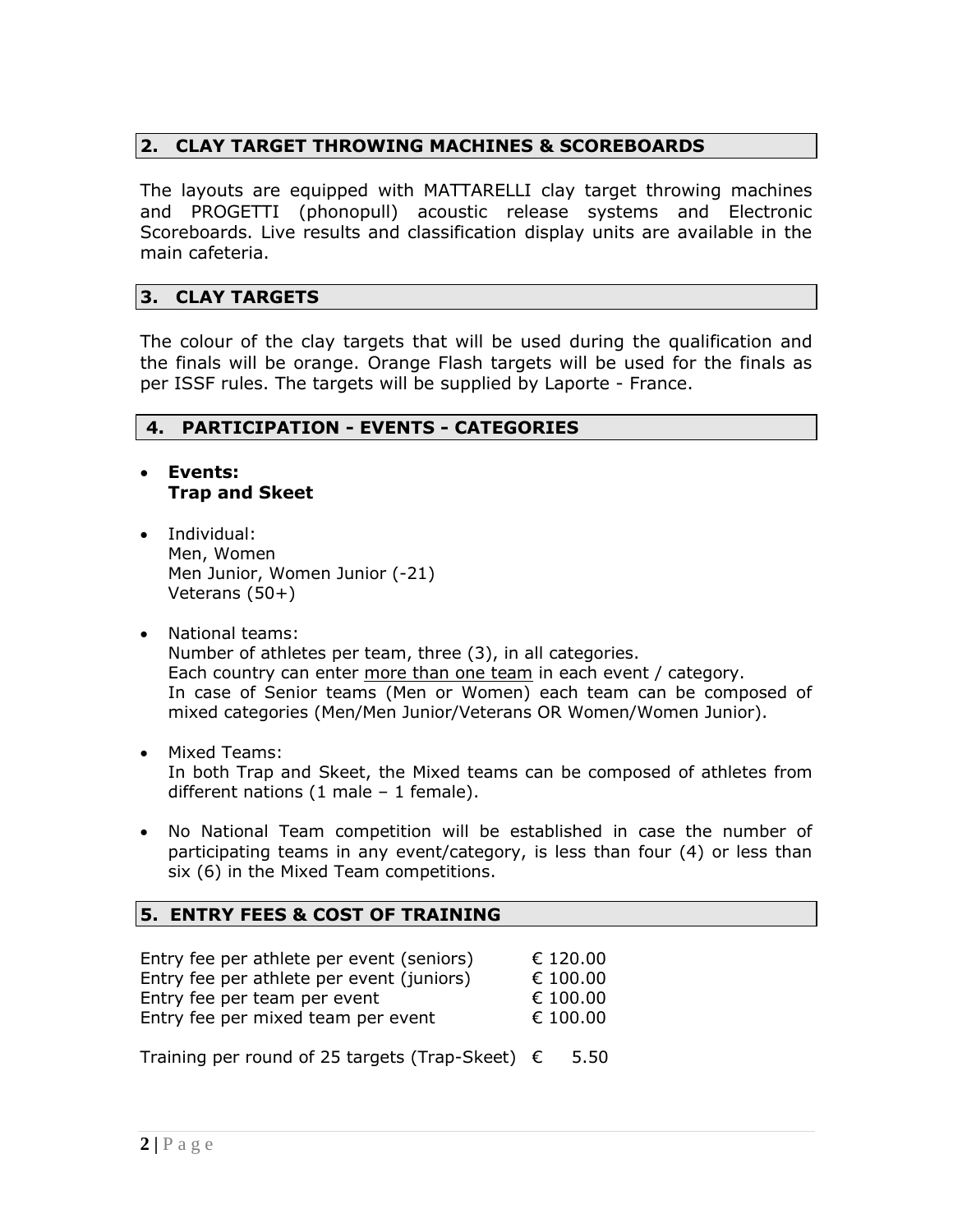## 2. CLAY TARGET THROWING MACHINES & SCOREBOARDS

The layouts are equipped with MATTARELLI clay target throwing machines and PROGETTI (phonopull) acoustic release systems and Electronic Scoreboards. Live results and classification display units are available in the main cafeteria.

## 3. CLAY TARGETS

The colour of the clay targets that will be used during the qualification and the finals will be orange. Orange Flash targets will be used for the finals as per ISSF rules. The targets will be supplied by Laporte - France.

## 4. PARTICIPATION - EVENTS - CATEGORIES

- **Events:**
  **Trap and Skeet**

- Individual:
  Men, Women
  Men Junior, Women Junior (-21)
  Veterans (50+)

- National teams:
  Number of athletes per team, three (3), in all categories.
  Each country can enter <u>more than one team</u> in each event / category.
  In case of Senior teams (Men or Women) each team can be composed of mixed categories (Men/Men Junior/Veterans OR Women/Women Junior).

- Mixed Teams:
  In both Trap and Skeet, the Mixed teams can be composed of athletes from different nations (1 male – 1 female).

- No National Team competition will be established in case the number of participating teams in any event/category, is less than four (4) or less than six (6) in the Mixed Team competitions.

## 5. ENTRY FEES & COST OF TRAINING

| | |
|---|---|
| Entry fee per athlete per event (seniors) | € 120.00 |
| Entry fee per athlete per event (juniors) | € 100.00 |
| Entry fee per team per event | € 100.00 |
| Entry fee per mixed team per event | € 100.00 |

Training per round of 25 targets (Trap-Skeet) € 5.50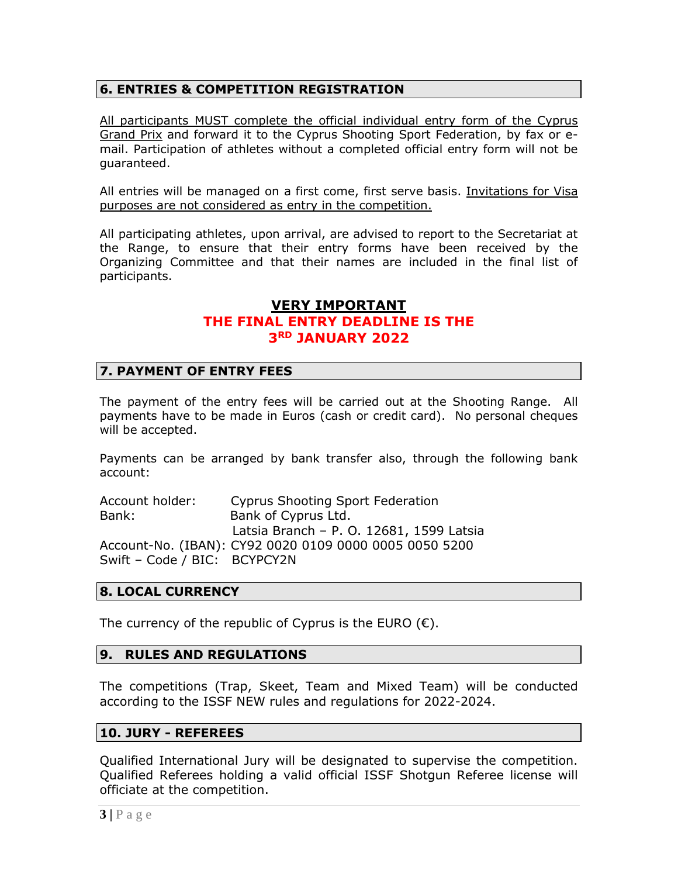## 6. ENTRIES & COMPETITION REGISTRATION

All participants MUST complete the official individual entry form of the Cyprus Grand Prix and forward it to the Cyprus Shooting Sport Federation, by fax or e-mail. Participation of athletes without a completed official entry form will not be guaranteed.

All entries will be managed on a first come, first serve basis. Invitations for Visa purposes are not considered as entry in the competition.

All participating athletes, upon arrival, are advised to report to the Secretariat at the Range, to ensure that their entry forms have been received by the Organizing Committee and that their names are included in the final list of participants.

**VERY IMPORTANT**

**THE FINAL ENTRY DEADLINE IS THE 3RD JANUARY 2022**

## 7. PAYMENT OF ENTRY FEES

The payment of the entry fees will be carried out at the Shooting Range. All payments have to be made in Euros (cash or credit card). No personal cheques will be accepted.

Payments can be arranged by bank transfer also, through the following bank account:

Account holder: Cyprus Shooting Sport Federation
Bank: Bank of Cyprus Ltd.
Latsia Branch – P. O. 12681, 1599 Latsia
Account-No. (IBAN): CY92 0020 0109 0000 0005 0050 5200
Swift – Code / BIC: BCYPCY2N

## 8. LOCAL CURRENCY

The currency of the republic of Cyprus is the EURO (€).

## 9. RULES AND REGULATIONS

The competitions (Trap, Skeet, Team and Mixed Team) will be conducted according to the ISSF NEW rules and regulations for 2022-2024.

## 10. JURY - REFEREES

Qualified International Jury will be designated to supervise the competition. Qualified Referees holding a valid official ISSF Shotgun Referee license will officiate at the competition.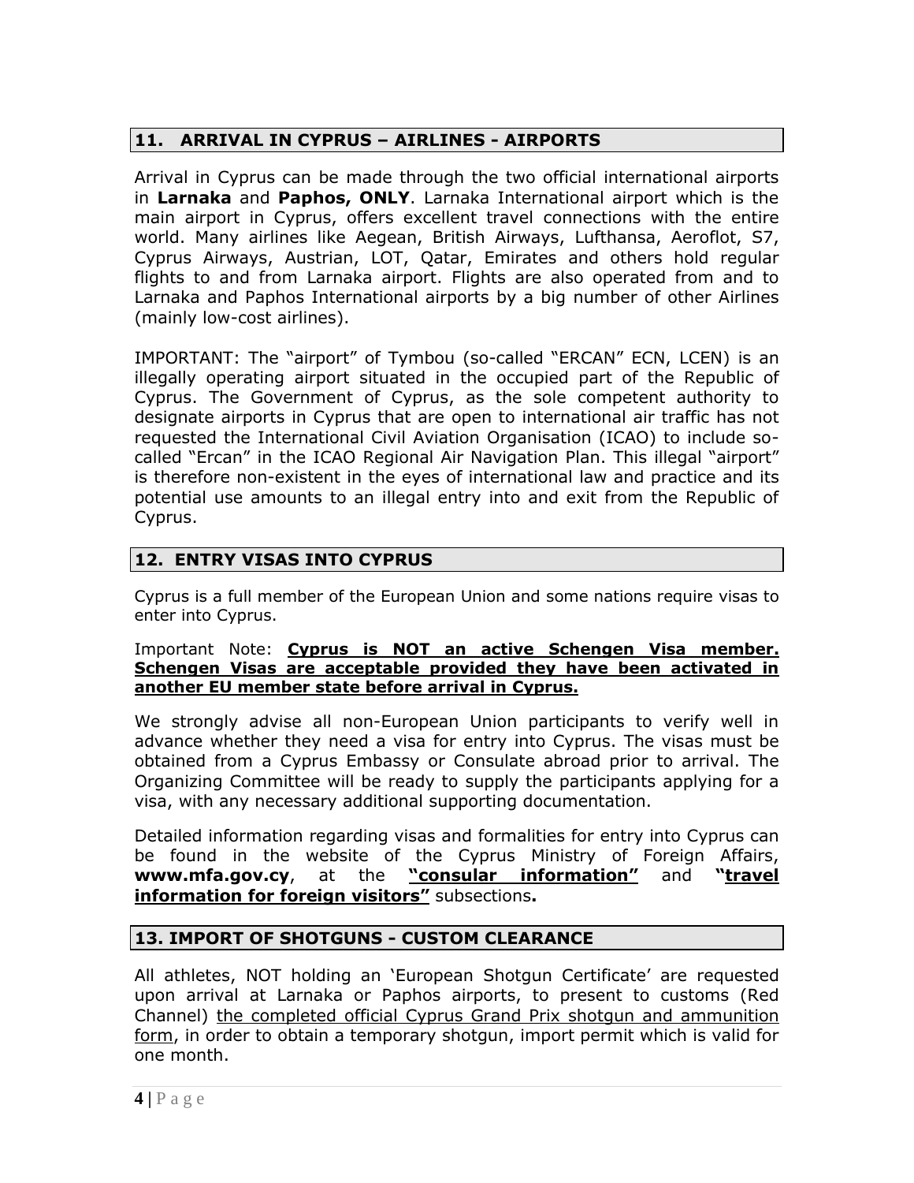## 11. ARRIVAL IN CYPRUS – AIRLINES - AIRPORTS

Arrival in Cyprus can be made through the two official international airports in **Larnaka** and **Paphos, ONLY**. Larnaka International airport which is the main airport in Cyprus, offers excellent travel connections with the entire world. Many airlines like Aegean, British Airways, Lufthansa, Aeroflot, S7, Cyprus Airways, Austrian, LOT, Qatar, Emirates and others hold regular flights to and from Larnaka airport. Flights are also operated from and to Larnaka and Paphos International airports by a big number of other Airlines (mainly low-cost airlines).

IMPORTANT: The "airport" of Tymbou (so-called "ERCAN" ECN, LCEN) is an illegally operating airport situated in the occupied part of the Republic of Cyprus. The Government of Cyprus, as the sole competent authority to designate airports in Cyprus that are open to international air traffic has not requested the International Civil Aviation Organisation (ICAO) to include so-called "Ercan" in the ICAO Regional Air Navigation Plan. This illegal "airport" is therefore non-existent in the eyes of international law and practice and its potential use amounts to an illegal entry into and exit from the Republic of Cyprus.

## 12. ENTRY VISAS INTO CYPRUS

Cyprus is a full member of the European Union and some nations require visas to enter into Cyprus.

Important Note: **Cyprus is NOT an active Schengen Visa member. Schengen Visas are acceptable provided they have been activated in another EU member state before arrival in Cyprus.**

We strongly advise all non-European Union participants to verify well in advance whether they need a visa for entry into Cyprus. The visas must be obtained from a Cyprus Embassy or Consulate abroad prior to arrival. The Organizing Committee will be ready to supply the participants applying for a visa, with any necessary additional supporting documentation.

Detailed information regarding visas and formalities for entry into Cyprus can be found in the website of the Cyprus Ministry of Foreign Affairs, **www.mfa.gov.cy**, at the **"consular information"** and **"travel information for foreign visitors"** subsections**.**

## 13. IMPORT OF SHOTGUNS - CUSTOM CLEARANCE

All athletes, NOT holding an 'European Shotgun Certificate' are requested upon arrival at Larnaka or Paphos airports, to present to customs (Red Channel) the completed official Cyprus Grand Prix shotgun and ammunition form, in order to obtain a temporary shotgun, import permit which is valid for one month.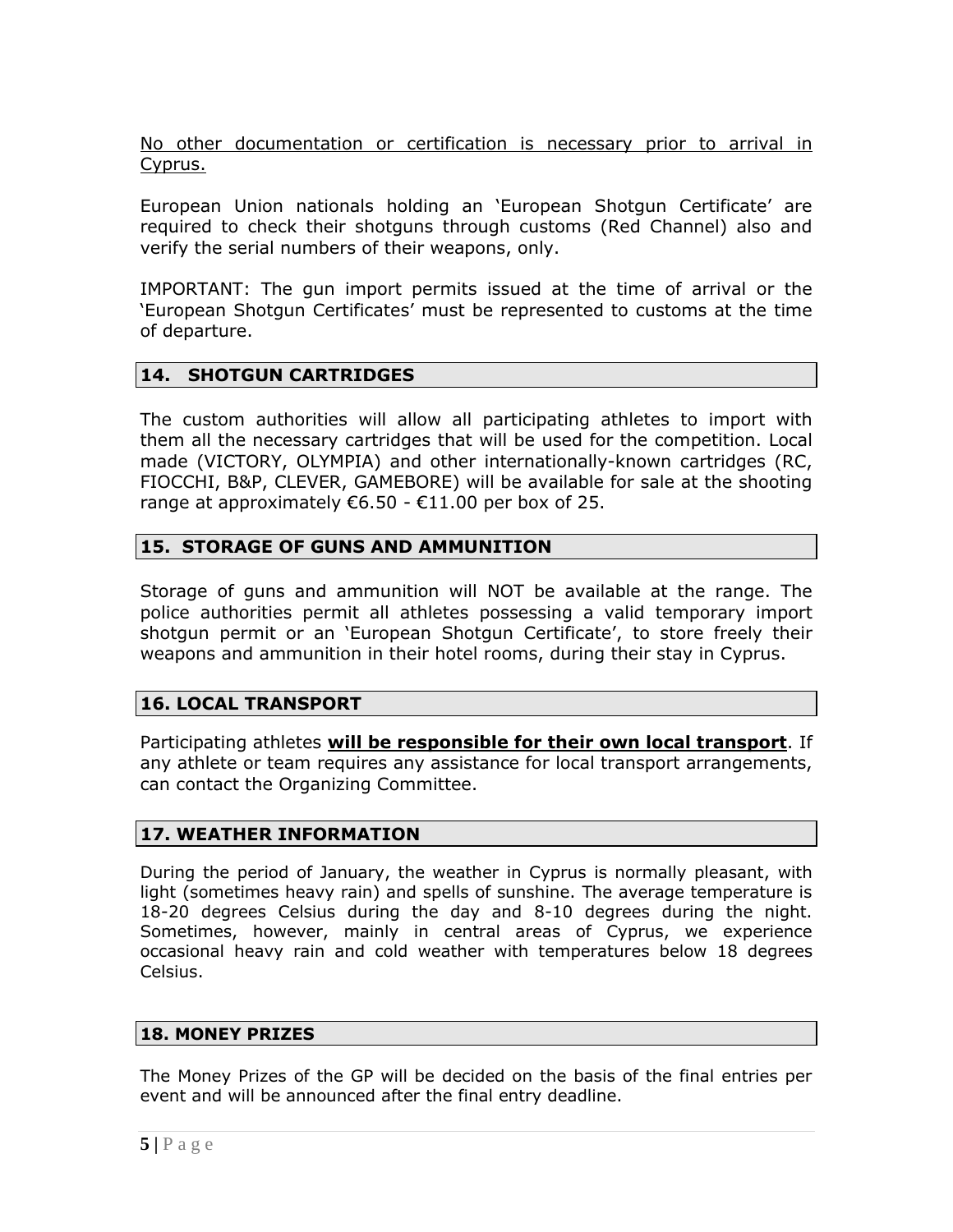<u>No other documentation or certification is necessary prior to arrival in Cyprus.</u>

European Union nationals holding an 'European Shotgun Certificate' are required to check their shotguns through customs (Red Channel) also and verify the serial numbers of their weapons, only.

IMPORTANT: The gun import permits issued at the time of arrival or the 'European Shotgun Certificates' must be represented to customs at the time of departure.

## 14. SHOTGUN CARTRIDGES

The custom authorities will allow all participating athletes to import with them all the necessary cartridges that will be used for the competition. Local made (VICTORY, OLYMPIA) and other internationally-known cartridges (RC, FIOCCHI, B&P, CLEVER, GAMEBORE) will be available for sale at the shooting range at approximately €6.50 - €11.00 per box of 25.

## 15. STORAGE OF GUNS AND AMMUNITION

Storage of guns and ammunition will NOT be available at the range. The police authorities permit all athletes possessing a valid temporary import shotgun permit or an 'European Shotgun Certificate', to store freely their weapons and ammunition in their hotel rooms, during their stay in Cyprus.

## 16. LOCAL TRANSPORT

Participating athletes **<u>will be responsible for their own local transport</u>**. If any athlete or team requires any assistance for local transport arrangements, can contact the Organizing Committee.

## 17. WEATHER INFORMATION

During the period of January, the weather in Cyprus is normally pleasant, with light (sometimes heavy rain) and spells of sunshine. The average temperature is 18-20 degrees Celsius during the day and 8-10 degrees during the night. Sometimes, however, mainly in central areas of Cyprus, we experience occasional heavy rain and cold weather with temperatures below 18 degrees Celsius.

## 18. MONEY PRIZES

The Money Prizes of the GP will be decided on the basis of the final entries per event and will be announced after the final entry deadline.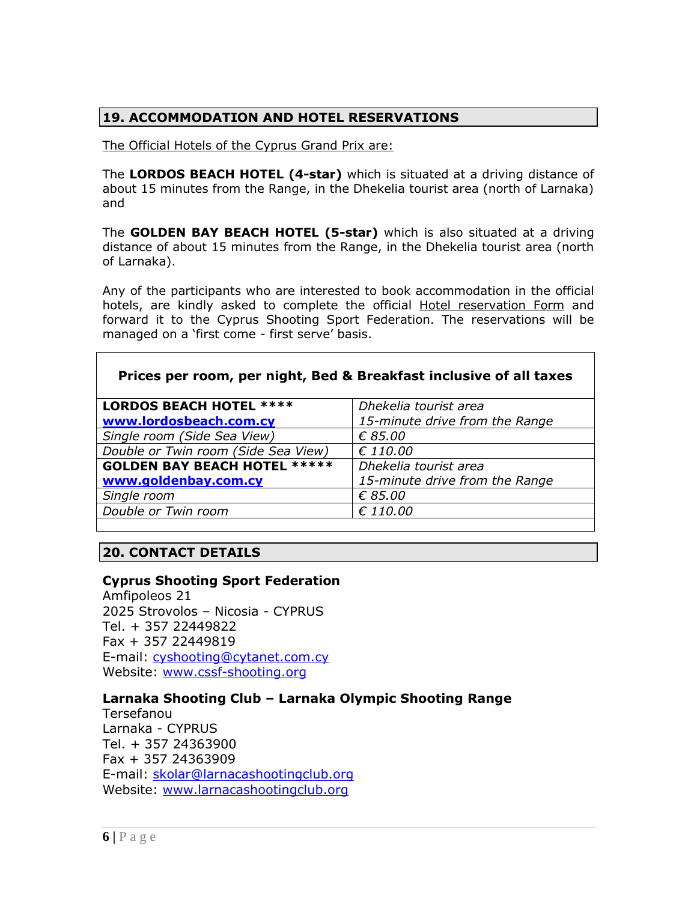## 19. ACCOMMODATION AND HOTEL RESERVATIONS

The Official Hotels of the Cyprus Grand Prix are:

The **LORDOS BEACH HOTEL (4-star)** which is situated at a driving distance of about 15 minutes from the Range, in the Dhekelia tourist area (north of Larnaka) and

The **GOLDEN BAY BEACH HOTEL (5-star)** which is also situated at a driving distance of about 15 minutes from the Range, in the Dhekelia tourist area (north of Larnaka).

Any of the participants who are interested to book accommodation in the official hotels, are kindly asked to complete the official Hotel reservation Form and forward it to the Cyprus Shooting Sport Federation. The reservations will be managed on a 'first come - first serve' basis.

| Prices per room, per night, Bed & Breakfast inclusive of all taxes | |
|---|---|
| **LORDOS BEACH HOTEL ****** **www.lordosbeach.com.cy** | *Dhekelia tourist area* *15-minute drive from the Range* |
| *Single room (Side Sea View)* | *€ 85.00* |
| *Double or Twin room (Side Sea View)* | *€ 110.00* |
| **GOLDEN BAY BEACH HOTEL ******* **www.goldenbay.com.cy** | *Dhekelia tourist area* *15-minute drive from the Range* |
| *Single room* | *€ 85.00* |
| *Double or Twin room* | *€ 110.00* |

## 20. CONTACT DETAILS

**Cyprus Shooting Sport Federation**
Amfipoleos 21
2025 Strovolos – Nicosia - CYPRUS
Tel. + 357 22449822
Fax + 357 22449819
E-mail: cyshooting@cytanet.com.cy
Website: www.cssf-shooting.org

**Larnaka Shooting Club – Larnaka Olympic Shooting Range**
Tersefanou
Larnaka - CYPRUS
Tel. + 357 24363900
Fax + 357 24363909
E-mail: skolar@larnacashootingclub.org
Website: www.larnacashootingclub.org